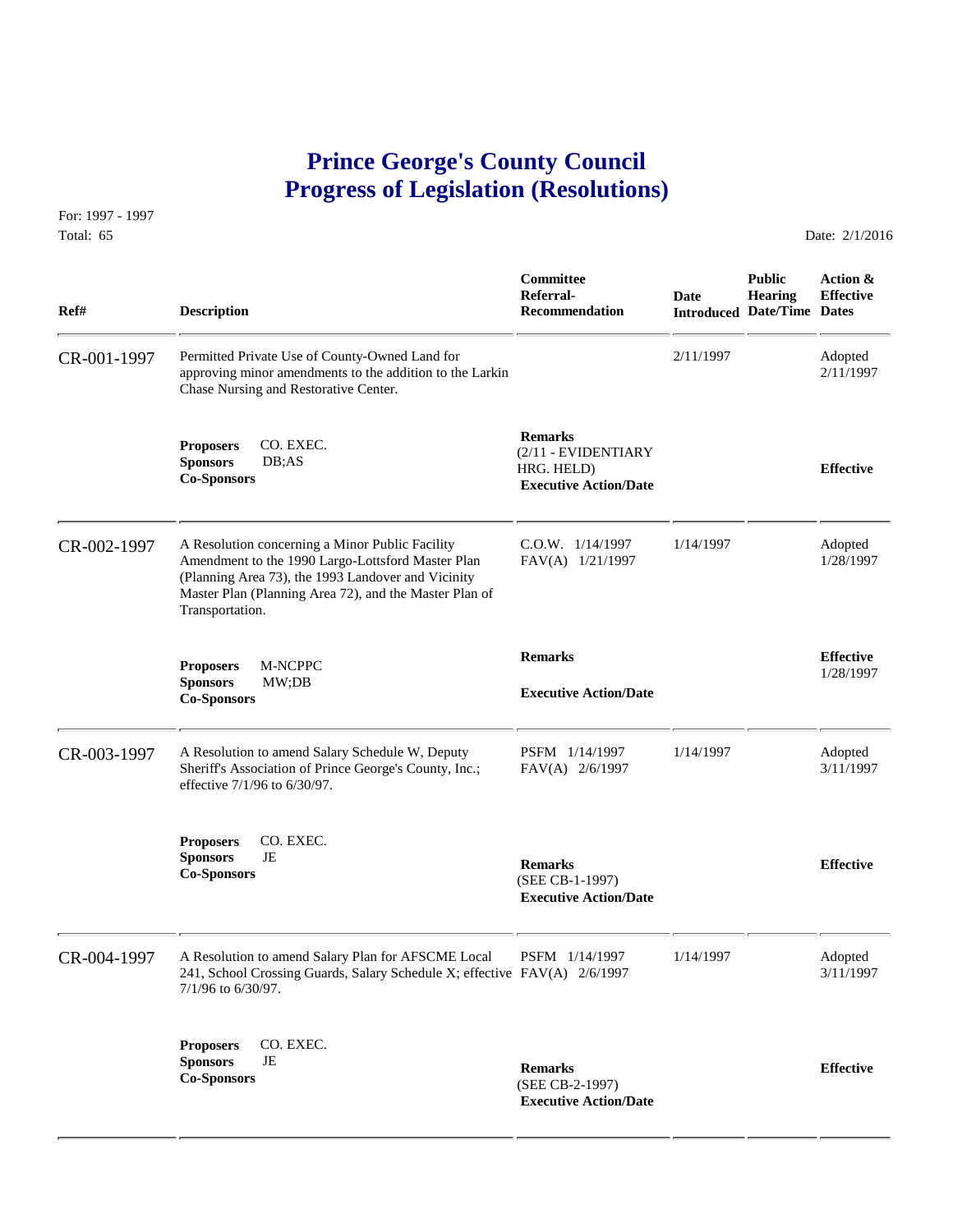# Prince George's County Council
# Progress of Legislation (Resolutions)

For: 1997 - 1997
Total: 65

Date: 2/1/2016

| Ref# | Description | Committee Referral-Recommendation | Date Introduced | Public Hearing Date/Time | Action & Effective Dates |
|---|---|---|---|---|---|
| CR-001-1997 | Permitted Private Use of County-Owned Land for approving minor amendments to the addition to the Larkin Chase Nursing and Restorative Center. | | 2/11/1997 | | Adopted 2/11/1997 |
| | **Proposers** CO. EXEC.<br>**Sponsors** DB;AS<br>**Co-Sponsors** | **Remarks** (2/11 - EVIDENTIARY HRG. HELD)<br>**Executive Action/Date** | | | **Effective** |
| CR-002-1997 | A Resolution concerning a Minor Public Facility Amendment to the 1990 Largo-Lottsford Master Plan (Planning Area 73), the 1993 Landover and Vicinity Master Plan (Planning Area 72), and the Master Plan of Transportation. | C.O.W. 1/14/1997<br>FAV(A) 1/21/1997 | 1/14/1997 | | Adopted 1/28/1997 |
| | **Proposers** M-NCPPC<br>**Sponsors** MW;DB<br>**Co-Sponsors** | **Remarks**<br>**Executive Action/Date** | | | **Effective** 1/28/1997 |
| CR-003-1997 | A Resolution to amend Salary Schedule W, Deputy Sheriff's Association of Prince George's County, Inc.; effective 7/1/96 to 6/30/97. | PSFM 1/14/1997<br>FAV(A) 2/6/1997 | 1/14/1997 | | Adopted 3/11/1997 |
| | **Proposers** CO. EXEC.<br>**Sponsors** JE<br>**Co-Sponsors** | **Remarks** (SEE CB-1-1997)<br>**Executive Action/Date** | | | **Effective** |
| CR-004-1997 | A Resolution to amend Salary Plan for AFSCME Local 241, School Crossing Guards, Salary Schedule X; effective 7/1/96 to 6/30/97. | PSFM 1/14/1997<br>FAV(A) 2/6/1997 | 1/14/1997 | | Adopted 3/11/1997 |
| | **Proposers** CO. EXEC.<br>**Sponsors** JE<br>**Co-Sponsors** | **Remarks** (SEE CB-2-1997)<br>**Executive Action/Date** | | | **Effective** |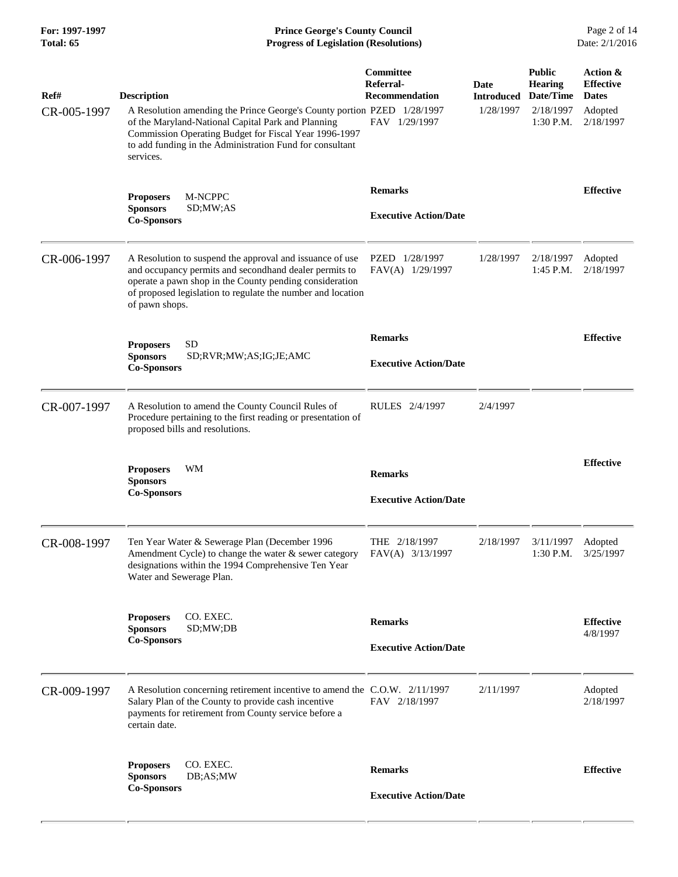| Ref# | Description | Committee Referral-Recommendation | Date Introduced | Public Hearing Date/Time | Action & Effective Dates |
|---|---|---|---|---|---|
| CR-005-1997 | A Resolution amending the Prince George's County portion of the Maryland-National Capital Park and Planning Commission Operating Budget for Fiscal Year 1996-1997 to add funding in the Administration Fund for consultant services. | PZED 1/28/1997<br>FAV 1/29/1997 | 1/28/1997 | 2/18/1997<br>1:30 P.M. | Adopted<br>2/18/1997 |
| | **Proposers** M-NCPPC<br>**Sponsors** SD;MW;AS<br>**Co-Sponsors** | **Remarks**<br><br>**Executive Action/Date** | | | **Effective** |
| CR-006-1997 | A Resolution to suspend the approval and issuance of use and occupancy permits and secondhand dealer permits to operate a pawn shop in the County pending consideration of proposed legislation to regulate the number and location of pawn shops. | PZED 1/28/1997<br>FAV(A) 1/29/1997 | 1/28/1997 | 2/18/1997<br>1:45 P.M. | Adopted<br>2/18/1997 |
| | **Proposers** SD<br>**Sponsors** SD;RVR;MW;AS;IG;JE;AMC<br>**Co-Sponsors** | **Remarks**<br><br>**Executive Action/Date** | | | **Effective** |
| CR-007-1997 | A Resolution to amend the County Council Rules of Procedure pertaining to the first reading or presentation of proposed bills and resolutions. | RULES 2/4/1997 | 2/4/1997 | | |
| | **Proposers** WM<br>**Sponsors**<br>**Co-Sponsors** | **Remarks**<br><br>**Executive Action/Date** | | | **Effective** |
| CR-008-1997 | Ten Year Water & Sewerage Plan (December 1996 Amendment Cycle) to change the water & sewer category designations within the 1994 Comprehensive Ten Year Water and Sewerage Plan. | THE 2/18/1997<br>FAV(A) 3/13/1997 | 2/18/1997 | 3/11/1997<br>1:30 P.M. | Adopted<br>3/25/1997 |
| | **Proposers** CO. EXEC.<br>**Sponsors** SD;MW;DB<br>**Co-Sponsors** | **Remarks**<br><br>**Executive Action/Date** | | | **Effective**<br>4/8/1997 |
| CR-009-1997 | A Resolution concerning retirement incentive to amend the Salary Plan of the County to provide cash incentive payments for retirement from County service before a certain date. | C.O.W. 2/11/1997<br>FAV 2/18/1997 | 2/11/1997 | | Adopted<br>2/18/1997 |
| | **Proposers** CO. EXEC.<br>**Sponsors** DB;AS;MW<br>**Co-Sponsors** | **Remarks**<br><br>**Executive Action/Date** | | | **Effective** |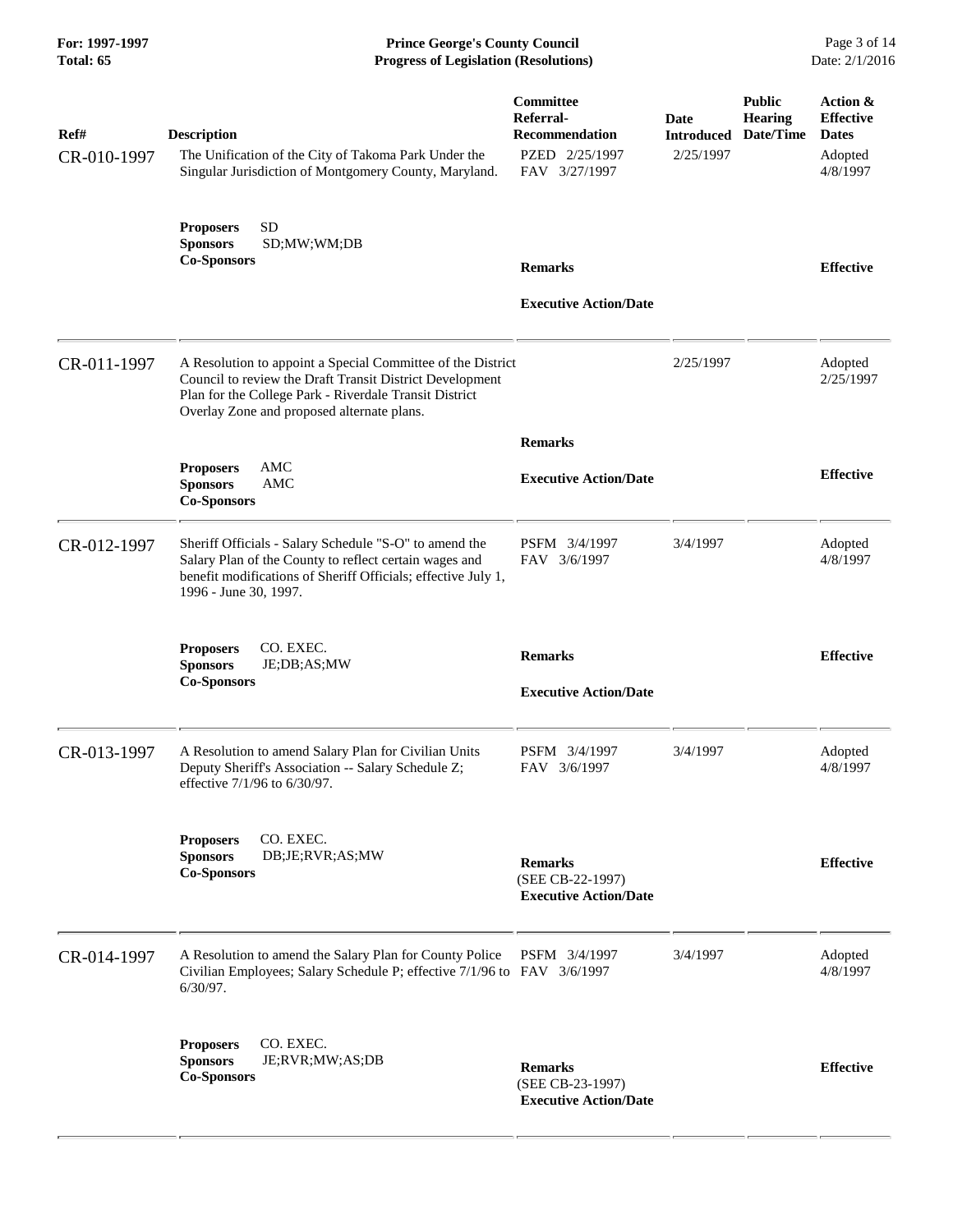| Ref# | Description | Committee Referral-Recommendation | Date Introduced | Public Hearing Date/Time | Action & Effective Dates |
|---|---|---|---|---|---|
| CR-010-1997 | The Unification of the City of Takoma Park Under the Singular Jurisdiction of Montgomery County, Maryland.<br><br>**Proposers** SD<br>**Sponsors** SD;MW;WM;DB<br>**Co-Sponsors** | PZED 2/25/1997<br>FAV 3/27/1997<br><br>**Remarks**<br><br>**Executive Action/Date** | 2/25/1997 | | Adopted<br>4/8/1997<br><br>**Effective** |
| CR-011-1997 | A Resolution to appoint a Special Committee of the District Council to review the Draft Transit District Development Plan for the College Park - Riverdale Transit District Overlay Zone and proposed alternate plans.<br><br>**Proposers** AMC<br>**Sponsors** AMC<br>**Co-Sponsors** | **Remarks**<br><br>**Executive Action/Date** | 2/25/1997 | | Adopted<br>2/25/1997<br><br>**Effective** |
| CR-012-1997 | Sheriff Officials - Salary Schedule "S-O" to amend the Salary Plan of the County to reflect certain wages and benefit modifications of Sheriff Officials; effective July 1, 1996 - June 30, 1997.<br><br>**Proposers** CO. EXEC.<br>**Sponsors** JE;DB;AS;MW<br>**Co-Sponsors** | PSFM 3/4/1997<br>FAV 3/6/1997<br><br>**Remarks**<br><br>**Executive Action/Date** | 3/4/1997 | | Adopted<br>4/8/1997<br><br>**Effective** |
| CR-013-1997 | A Resolution to amend Salary Plan for Civilian Units Deputy Sheriff's Association -- Salary Schedule Z; effective 7/1/96 to 6/30/97.<br><br>**Proposers** CO. EXEC.<br>**Sponsors** DB;JE;RVR;AS;MW<br>**Co-Sponsors** | PSFM 3/4/1997<br>FAV 3/6/1997<br><br>**Remarks**<br>(SEE CB-22-1997)<br>**Executive Action/Date** | 3/4/1997 | | Adopted<br>4/8/1997<br><br>**Effective** |
| CR-014-1997 | A Resolution to amend the Salary Plan for County Police Civilian Employees; Salary Schedule P; effective 7/1/96 to 6/30/97.<br><br>**Proposers** CO. EXEC.<br>**Sponsors** JE;RVR;MW;AS;DB<br>**Co-Sponsors** | PSFM 3/4/1997<br>FAV 3/6/1997<br><br>**Remarks**<br>(SEE CB-23-1997)<br>**Executive Action/Date** | 3/4/1997 | | Adopted<br>4/8/1997<br><br>**Effective** |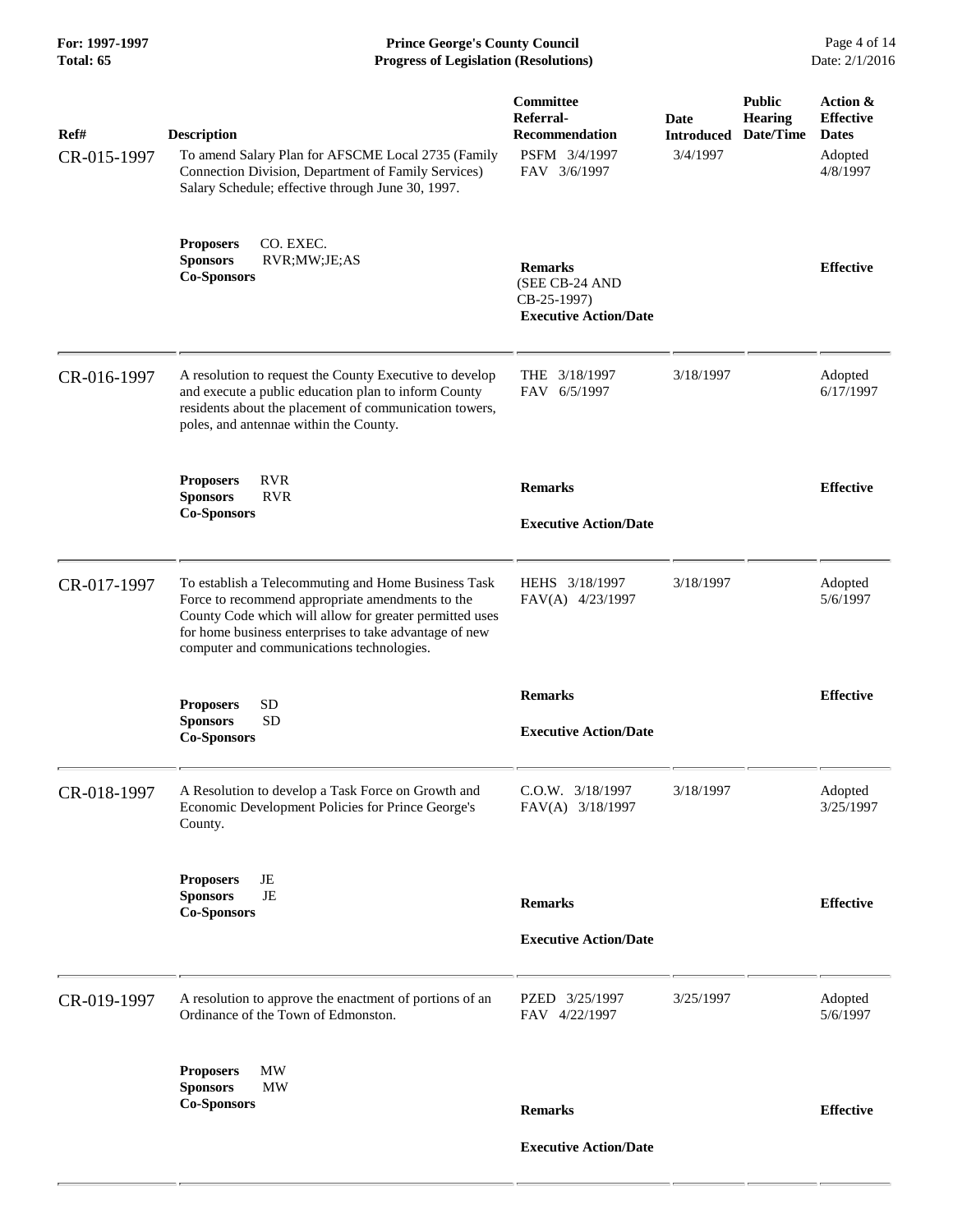| Ref# | Description | Committee Referral-Recommendation | Date Introduced | Public Hearing Date/Time | Action & Effective Dates |
|---|---|---|---|---|---|
| CR-015-1997 | To amend Salary Plan for AFSCME Local 2735 (Family Connection Division, Department of Family Services) Salary Schedule; effective through June 30, 1997. | PSFM 3/4/1997<br>FAV 3/6/1997 | 3/4/1997 | | Adopted 4/8/1997 |
| | **Proposers** CO. EXEC.<br>**Sponsors** RVR;MW;JE;AS<br>**Co-Sponsors** | **Remarks** (SEE CB-24 AND CB-25-1997)<br>**Executive Action/Date** | | | **Effective** |
| CR-016-1997 | A resolution to request the County Executive to develop and execute a public education plan to inform County residents about the placement of communication towers, poles, and antennae within the County. | THE 3/18/1997<br>FAV 6/5/1997 | 3/18/1997 | | Adopted 6/17/1997 |
| | **Proposers** RVR<br>**Sponsors** RVR<br>**Co-Sponsors** | **Remarks**<br>**Executive Action/Date** | | | **Effective** |
| CR-017-1997 | To establish a Telecommuting and Home Business Task Force to recommend appropriate amendments to the County Code which will allow for greater permitted uses for home business enterprises to take advantage of new computer and communications technologies. | HEHS 3/18/1997<br>FAV(A) 4/23/1997 | 3/18/1997 | | Adopted 5/6/1997 |
| | **Proposers** SD<br>**Sponsors** SD<br>**Co-Sponsors** | **Remarks**<br>**Executive Action/Date** | | | **Effective** |
| CR-018-1997 | A Resolution to develop a Task Force on Growth and Economic Development Policies for Prince George's County. | C.O.W. 3/18/1997<br>FAV(A) 3/18/1997 | 3/18/1997 | | Adopted 3/25/1997 |
| | **Proposers** JE<br>**Sponsors** JE<br>**Co-Sponsors** | **Remarks**<br>**Executive Action/Date** | | | **Effective** |
| CR-019-1997 | A resolution to approve the enactment of portions of an Ordinance of the Town of Edmonston. | PZED 3/25/1997<br>FAV 4/22/1997 | 3/25/1997 | | Adopted 5/6/1997 |
| | **Proposers** MW<br>**Sponsors** MW<br>**Co-Sponsors** | **Remarks**<br>**Executive Action/Date** | | | **Effective** |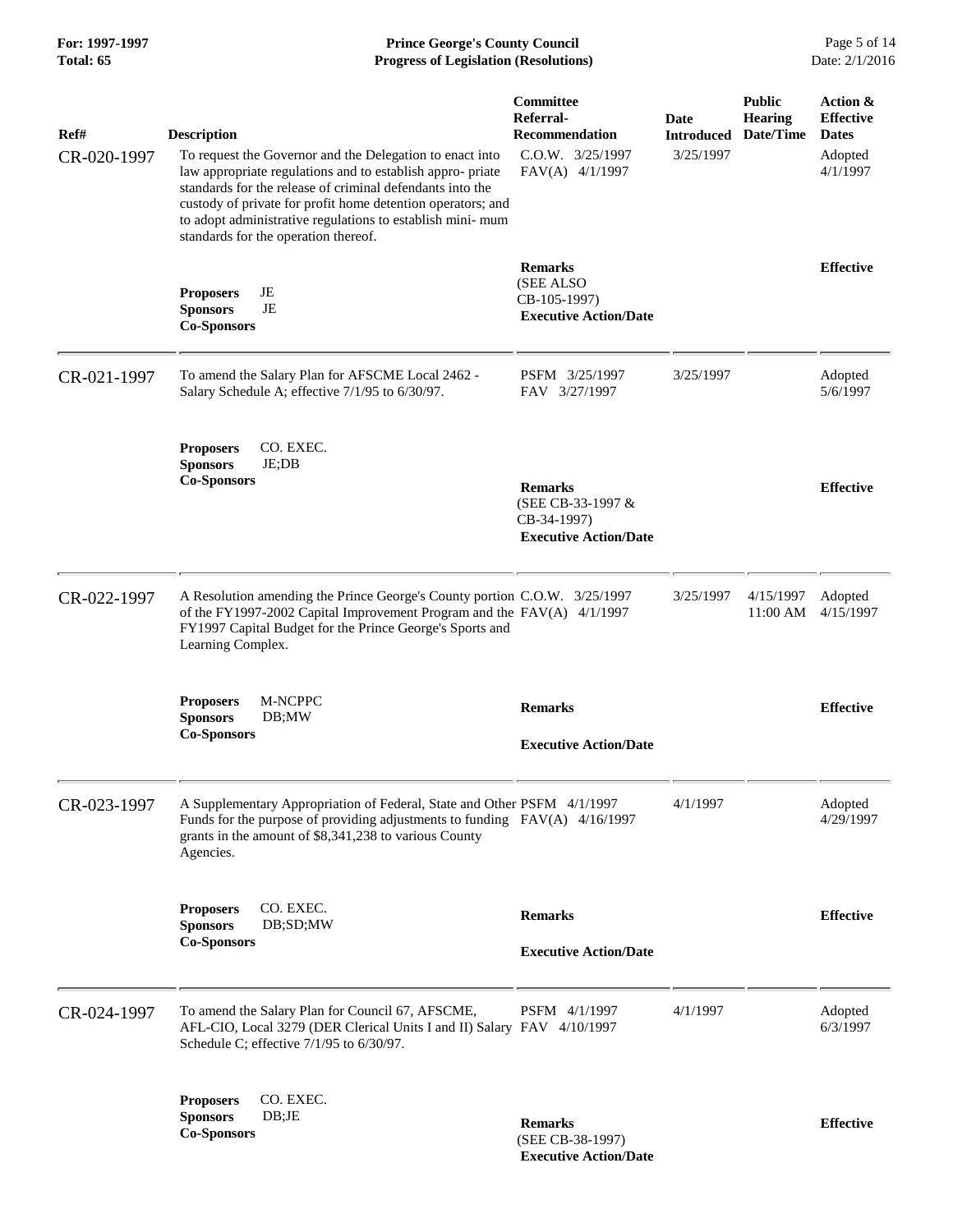| Ref# | Description | Committee Referral-Recommendation | Date Introduced | Public Hearing Date/Time | Action & Effective Dates |
|---|---|---|---|---|---|
| CR-020-1997 | To request the Governor and the Delegation to enact into law appropriate regulations and to establish appro- priate standards for the release of criminal defendants into the custody of private for profit home detention operators; and to adopt administrative regulations to establish mini- mum standards for the operation thereof. | C.O.W. 3/25/1997<br>FAV(A) 4/1/1997 | 3/25/1997 | | Adopted 4/1/1997 |
| | **Proposers** JE<br>**Sponsors** JE<br>**Co-Sponsors** | **Remarks**<br>(SEE ALSO CB-105-1997)<br>**Executive Action/Date** | | | **Effective** |
| CR-021-1997 | To amend the Salary Plan for AFSCME Local 2462 - Salary Schedule A; effective 7/1/95 to 6/30/97. | PSFM 3/25/1997<br>FAV 3/27/1997 | 3/25/1997 | | Adopted 5/6/1997 |
| | **Proposers** CO. EXEC.<br>**Sponsors** JE;DB<br>**Co-Sponsors** | **Remarks**<br>(SEE CB-33-1997 & CB-34-1997)<br>**Executive Action/Date** | | | **Effective** |
| CR-022-1997 | A Resolution amending the Prince George's County portion of the FY1997-2002 Capital Improvement Program and the FY1997 Capital Budget for the Prince George's Sports and Learning Complex. | C.O.W. 3/25/1997<br>FAV(A) 4/1/1997 | 3/25/1997 | 4/15/1997 11:00 AM | Adopted 4/15/1997 |
| | **Proposers** M-NCPPC<br>**Sponsors** DB;MW<br>**Co-Sponsors** | **Remarks**<br>**Executive Action/Date** | | | **Effective** |
| CR-023-1997 | A Supplementary Appropriation of Federal, State and Other Funds for the purpose of providing adjustments to funding grants in the amount of $8,341,238 to various County Agencies. | PSFM 4/1/1997<br>FAV(A) 4/16/1997 | 4/1/1997 | | Adopted 4/29/1997 |
| | **Proposers** CO. EXEC.<br>**Sponsors** DB;SD;MW<br>**Co-Sponsors** | **Remarks**<br>**Executive Action/Date** | | | **Effective** |
| CR-024-1997 | To amend the Salary Plan for Council 67, AFSCME, AFL-CIO, Local 3279 (DER Clerical Units I and II) Salary Schedule C; effective 7/1/95 to 6/30/97. | PSFM 4/1/1997<br>FAV 4/10/1997 | 4/1/1997 | | Adopted 6/3/1997 |
| | **Proposers** CO. EXEC.<br>**Sponsors** DB;JE<br>**Co-Sponsors** | **Remarks**<br>(SEE CB-38-1997)<br>**Executive Action/Date** | | | **Effective** |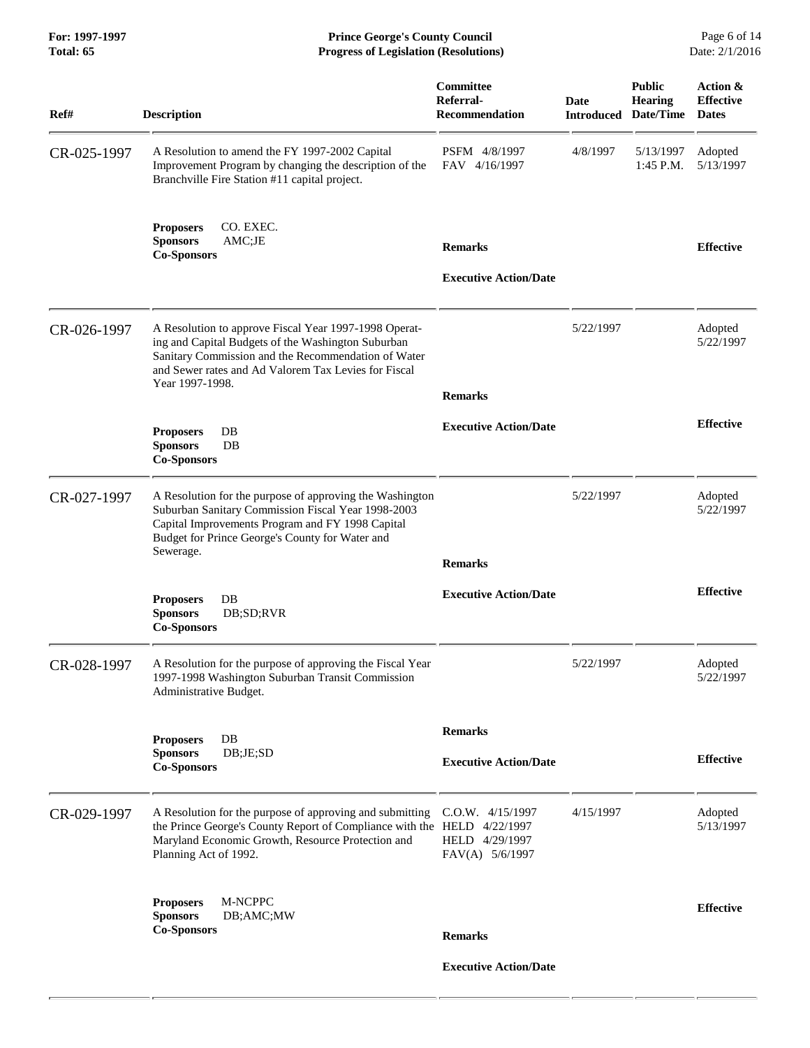**For: 1997-1997**
**Total: 65**

**Prince George's County Council**
**Progress of Legislation (Resolutions)**

Date: 2/1/2016

| Ref# | Description | Committee Referral-Recommendation | Date Introduced | Public Hearing Date/Time | Action & Effective Dates |
|---|---|---|---|---|---|
| CR-025-1997 | A Resolution to amend the FY 1997-2002 Capital Improvement Program by changing the description of the Branchville Fire Station #11 capital project. | PSFM 4/8/1997<br>FAV 4/16/1997 | 4/8/1997 | 5/13/1997<br>1:45 P.M. | Adopted<br>5/13/1997 |
| | **Proposers** CO. EXEC.<br>**Sponsors** AMC;JE<br>**Co-Sponsors** | **Remarks**<br><br>**Executive Action/Date** | | | **Effective** |
| CR-026-1997 | A Resolution to approve Fiscal Year 1997-1998 Operating and Capital Budgets of the Washington Suburban Sanitary Commission and the Recommendation of Water and Sewer rates and Ad Valorem Tax Levies for Fiscal Year 1997-1998. | | 5/22/1997 | | Adopted<br>5/22/1997 |
| | **Proposers** DB<br>**Sponsors** DB<br>**Co-Sponsors** | **Remarks**<br><br>**Executive Action/Date** | | | **Effective** |
| CR-027-1997 | A Resolution for the purpose of approving the Washington Suburban Sanitary Commission Fiscal Year 1998-2003 Capital Improvements Program and FY 1998 Capital Budget for Prince George's County for Water and Sewerage. | | 5/22/1997 | | Adopted<br>5/22/1997 |
| | **Proposers** DB<br>**Sponsors** DB;SD;RVR<br>**Co-Sponsors** | **Remarks**<br><br>**Executive Action/Date** | | | **Effective** |
| CR-028-1997 | A Resolution for the purpose of approving the Fiscal Year 1997-1998 Washington Suburban Transit Commission Administrative Budget. | | 5/22/1997 | | Adopted<br>5/22/1997 |
| | **Proposers** DB<br>**Sponsors** DB;JE;SD<br>**Co-Sponsors** | **Remarks**<br><br>**Executive Action/Date** | | | **Effective** |
| CR-029-1997 | A Resolution for the purpose of approving and submitting the Prince George's County Report of Compliance with the Maryland Economic Growth, Resource Protection and Planning Act of 1992. | C.O.W. 4/15/1997<br>HELD 4/22/1997<br>HELD 4/29/1997<br>FAV(A) 5/6/1997 | 4/15/1997 | | Adopted<br>5/13/1997 |
| | **Proposers** M-NCPPC<br>**Sponsors** DB;AMC;MW<br>**Co-Sponsors** | **Remarks**<br><br>**Executive Action/Date** | | | **Effective** |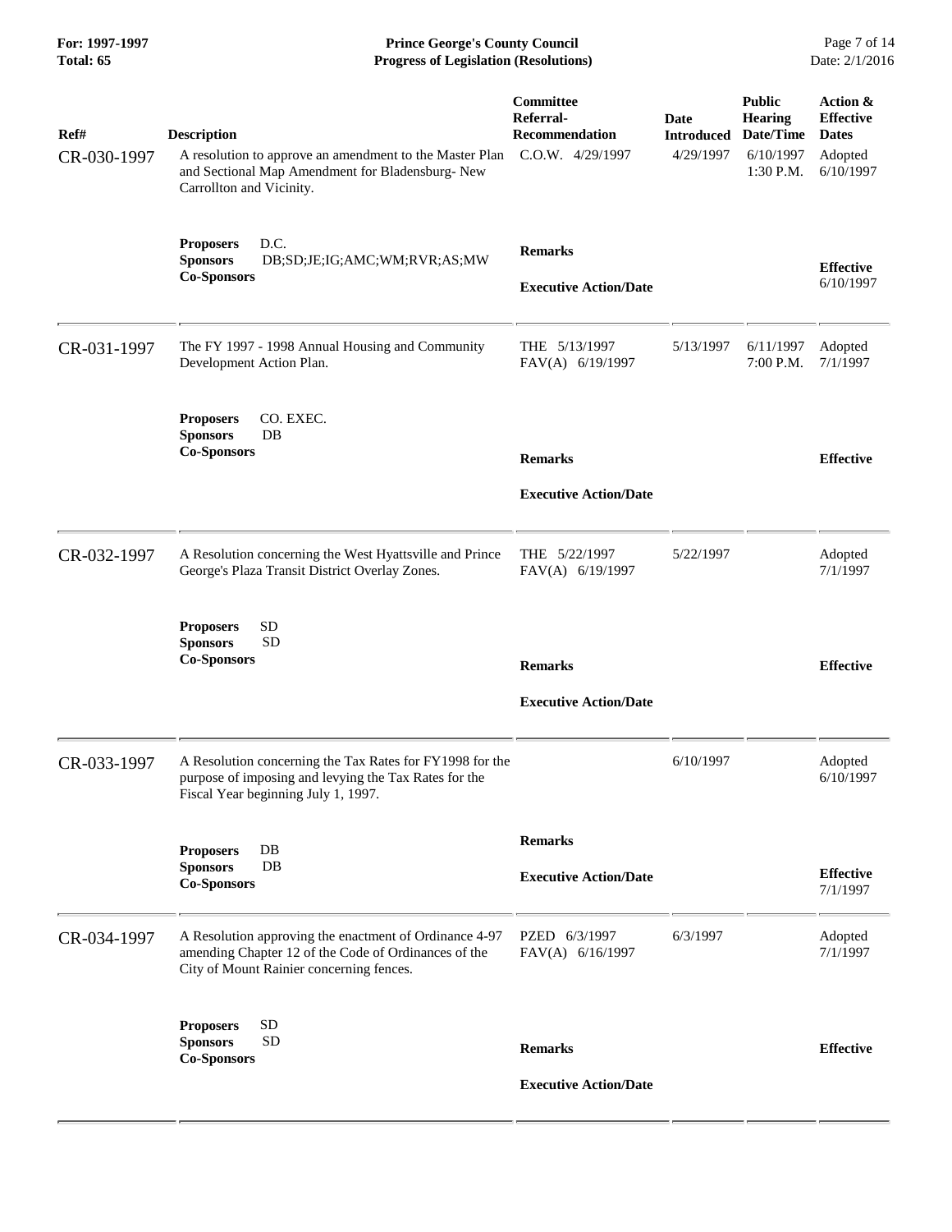| Ref# | Description | Committee Referral-Recommendation | Date Introduced | Public Hearing Date/Time | Action & Effective Dates |
|---|---|---|---|---|---|
| CR-030-1997 | A resolution to approve an amendment to the Master Plan and Sectional Map Amendment for Bladensburg- New Carrollton and Vicinity. | C.O.W. 4/29/1997 | 4/29/1997 | 6/10/1997 1:30 P.M. | Adopted 6/10/1997 |
| | **Proposers** D.C. **Sponsors** DB;SD;JE;IG;AMC;WM;RVR;AS;MW **Co-Sponsors** | **Remarks** **Executive Action/Date** | | | **Effective** 6/10/1997 |
| CR-031-1997 | The FY 1997 - 1998 Annual Housing and Community Development Action Plan. | THE 5/13/1997 FAV(A) 6/19/1997 | 5/13/1997 | 6/11/1997 7:00 P.M. | Adopted 7/1/1997 |
| | **Proposers** CO. EXEC. **Sponsors** DB **Co-Sponsors** | **Remarks** **Executive Action/Date** | | | **Effective** |
| CR-032-1997 | A Resolution concerning the West Hyattsville and Prince George's Plaza Transit District Overlay Zones. | THE 5/22/1997 FAV(A) 6/19/1997 | 5/22/1997 | | Adopted 7/1/1997 |
| | **Proposers** SD **Sponsors** SD **Co-Sponsors** | **Remarks** **Executive Action/Date** | | | **Effective** |
| CR-033-1997 | A Resolution concerning the Tax Rates for FY1998 for the purpose of imposing and levying the Tax Rates for the Fiscal Year beginning July 1, 1997. | | 6/10/1997 | | Adopted 6/10/1997 |
| | **Proposers** DB **Sponsors** DB **Co-Sponsors** | **Remarks** **Executive Action/Date** | | | **Effective** 7/1/1997 |
| CR-034-1997 | A Resolution approving the enactment of Ordinance 4-97 amending Chapter 12 of the Code of Ordinances of the City of Mount Rainier concerning fences. | PZED 6/3/1997 FAV(A) 6/16/1997 | 6/3/1997 | | Adopted 7/1/1997 |
| | **Proposers** SD **Sponsors** SD **Co-Sponsors** | **Remarks** **Executive Action/Date** | | | **Effective** |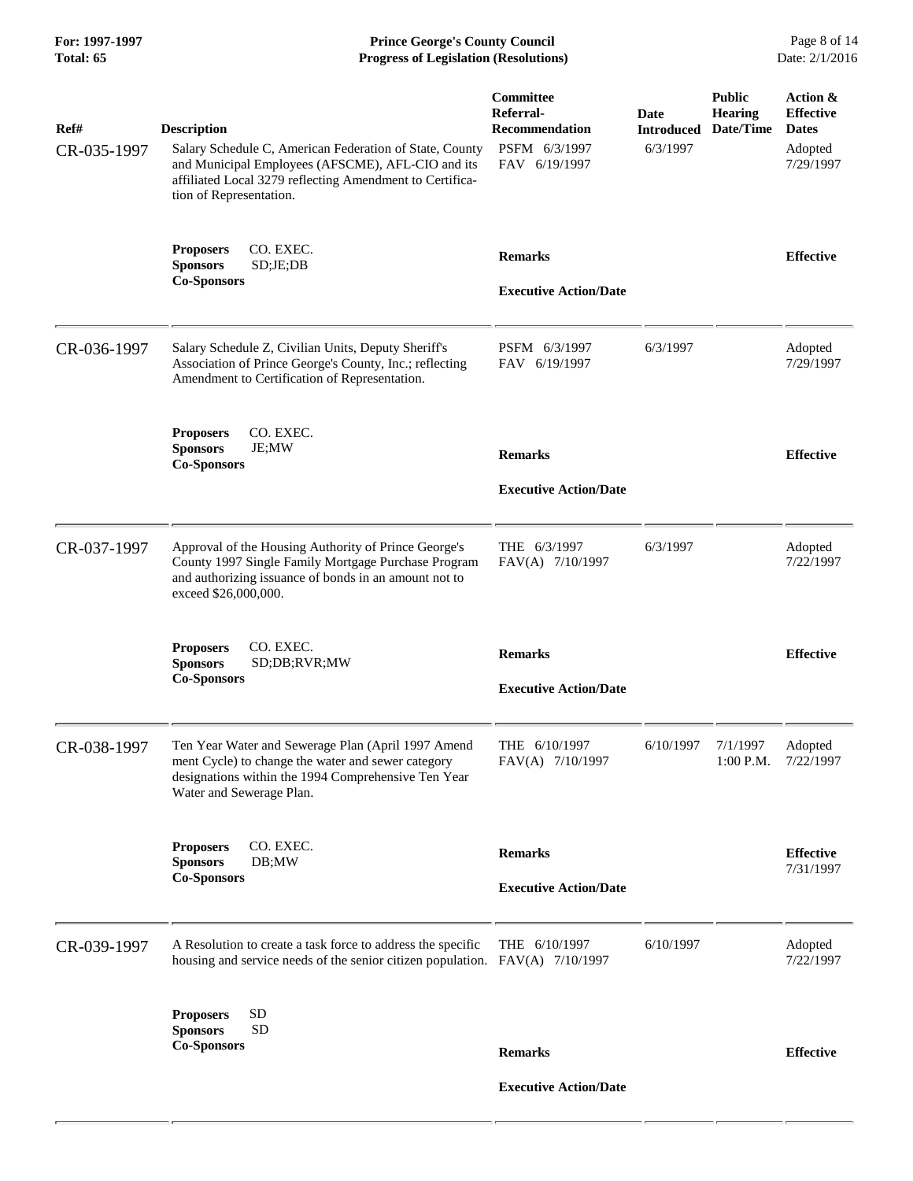| Ref# | Description | Committee Referral-Recommendation | Date Introduced | Public Hearing Date/Time | Action & Effective Dates |
|---|---|---|---|---|---|
| CR-035-1997 | Salary Schedule C, American Federation of State, County and Municipal Employees (AFSCME), AFL-CIO and its affiliated Local 3279 reflecting Amendment to Certification of Representation. | PSFM 6/3/1997<br>FAV 6/19/1997 | 6/3/1997 | | Adopted 7/29/1997 |
| | **Proposers** CO. EXEC.<br>**Sponsors** SD;JE;DB<br>**Co-Sponsors** | **Remarks**<br><br>**Executive Action/Date** | | | **Effective** |
| CR-036-1997 | Salary Schedule Z, Civilian Units, Deputy Sheriff's Association of Prince George's County, Inc.; reflecting Amendment to Certification of Representation. | PSFM 6/3/1997<br>FAV 6/19/1997 | 6/3/1997 | | Adopted 7/29/1997 |
| | **Proposers** CO. EXEC.<br>**Sponsors** JE;MW<br>**Co-Sponsors** | **Remarks**<br><br>**Executive Action/Date** | | | **Effective** |
| CR-037-1997 | Approval of the Housing Authority of Prince George's County 1997 Single Family Mortgage Purchase Program and authorizing issuance of bonds in an amount not to exceed $26,000,000. | THE 6/3/1997<br>FAV(A) 7/10/1997 | 6/3/1997 | | Adopted 7/22/1997 |
| | **Proposers** CO. EXEC.<br>**Sponsors** SD;DB;RVR;MW<br>**Co-Sponsors** | **Remarks**<br><br>**Executive Action/Date** | | | **Effective** |
| CR-038-1997 | Ten Year Water and Sewerage Plan (April 1997 Amend ment Cycle) to change the water and sewer category designations within the 1994 Comprehensive Ten Year Water and Sewerage Plan. | THE 6/10/1997<br>FAV(A) 7/10/1997 | 6/10/1997 | 7/1/1997 1:00 P.M. | Adopted 7/22/1997 |
| | **Proposers** CO. EXEC.<br>**Sponsors** DB;MW<br>**Co-Sponsors** | **Remarks**<br><br>**Executive Action/Date** | | | **Effective** 7/31/1997 |
| CR-039-1997 | A Resolution to create a task force to address the specific housing and service needs of the senior citizen population. | THE 6/10/1997<br>FAV(A) 7/10/1997 | 6/10/1997 | | Adopted 7/22/1997 |
| | **Proposers** SD<br>**Sponsors** SD<br>**Co-Sponsors** | **Remarks**<br><br>**Executive Action/Date** | | | **Effective** |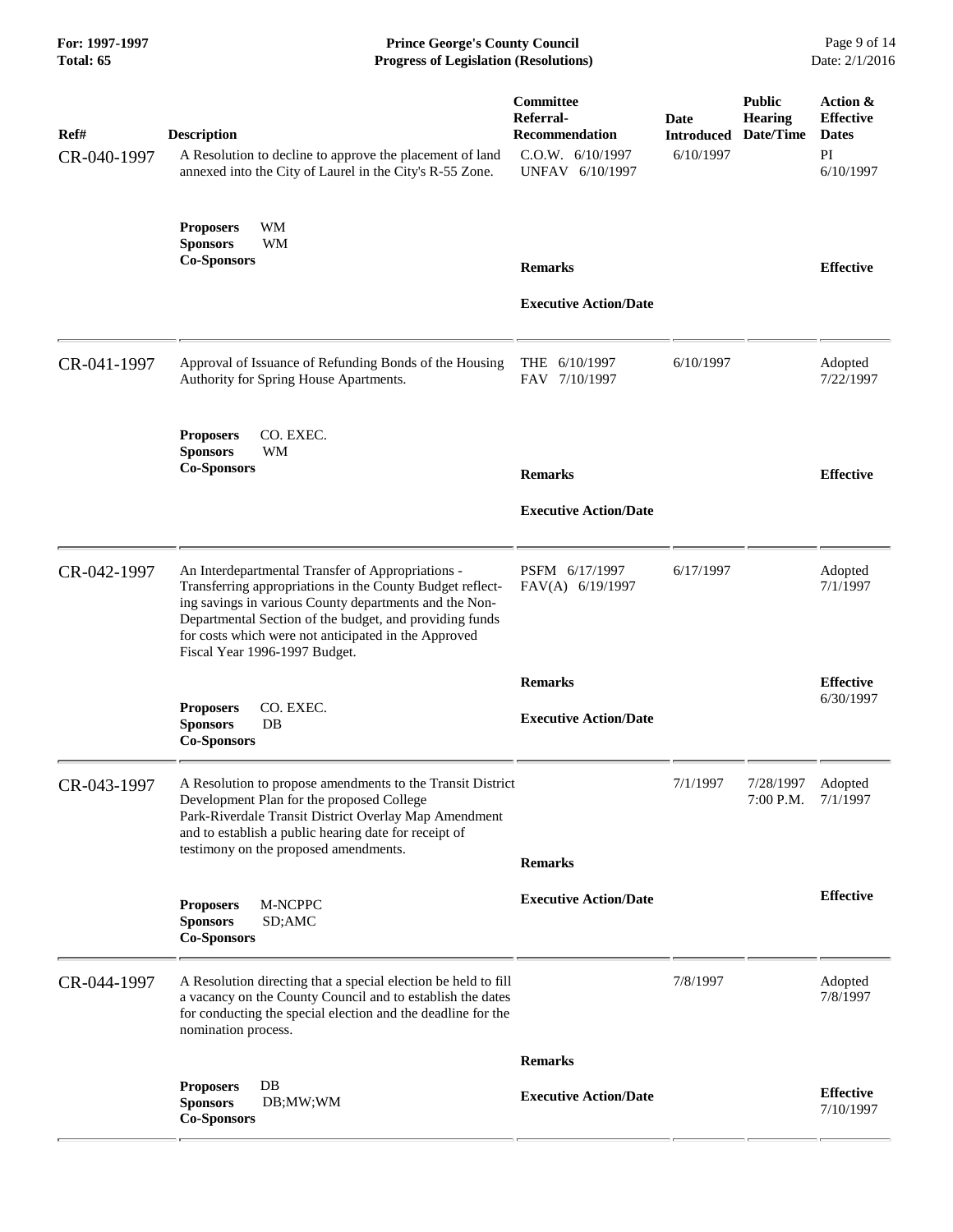| Ref# | Description | Committee Referral-Recommendation | Date Introduced | Public Hearing Date/Time | Action & Effective Dates |
|---|---|---|---|---|---|
| CR-040-1997 | A Resolution to decline to approve the placement of land annexed into the City of Laurel in the City's R-55 Zone. | C.O.W. 6/10/1997<br>UNFAV 6/10/1997 | 6/10/1997 | | PI<br>6/10/1997 |
| | **Proposers** WM<br>**Sponsors** WM<br>**Co-Sponsors** | **Remarks**<br><br>**Executive Action/Date** | | | **Effective** |
| CR-041-1997 | Approval of Issuance of Refunding Bonds of the Housing Authority for Spring House Apartments. | THE 6/10/1997<br>FAV 7/10/1997 | 6/10/1997 | | Adopted<br>7/22/1997 |
| | **Proposers** CO. EXEC.<br>**Sponsors** WM<br>**Co-Sponsors** | **Remarks**<br><br>**Executive Action/Date** | | | **Effective** |
| CR-042-1997 | An Interdepartmental Transfer of Appropriations - Transferring appropriations in the County Budget reflecting savings in various County departments and the Non-Departmental Section of the budget, and providing funds for costs which were not anticipated in the Approved Fiscal Year 1996-1997 Budget. | PSFM 6/17/1997<br>FAV(A) 6/19/1997 | 6/17/1997 | | Adopted<br>7/1/1997 |
| | **Proposers** CO. EXEC.<br>**Sponsors** DB<br>**Co-Sponsors** | **Remarks**<br><br>**Executive Action/Date** | | | **Effective**<br>6/30/1997 |
| CR-043-1997 | A Resolution to propose amendments to the Transit District Development Plan for the proposed College Park-Riverdale Transit District Overlay Map Amendment and to establish a public hearing date for receipt of testimony on the proposed amendments. | | 7/1/1997 | 7/28/1997<br>7:00 P.M. | Adopted<br>7/1/1997 |
| | **Proposers** M-NCPPC<br>**Sponsors** SD;AMC<br>**Co-Sponsors** | **Remarks**<br><br>**Executive Action/Date** | | | **Effective** |
| CR-044-1997 | A Resolution directing that a special election be held to fill a vacancy on the County Council and to establish the dates for conducting the special election and the deadline for the nomination process. | | 7/8/1997 | | Adopted<br>7/8/1997 |
| | **Proposers** DB<br>**Sponsors** DB;MW;WM<br>**Co-Sponsors** | **Remarks**<br><br>**Executive Action/Date** | | | **Effective**<br>7/10/1997 |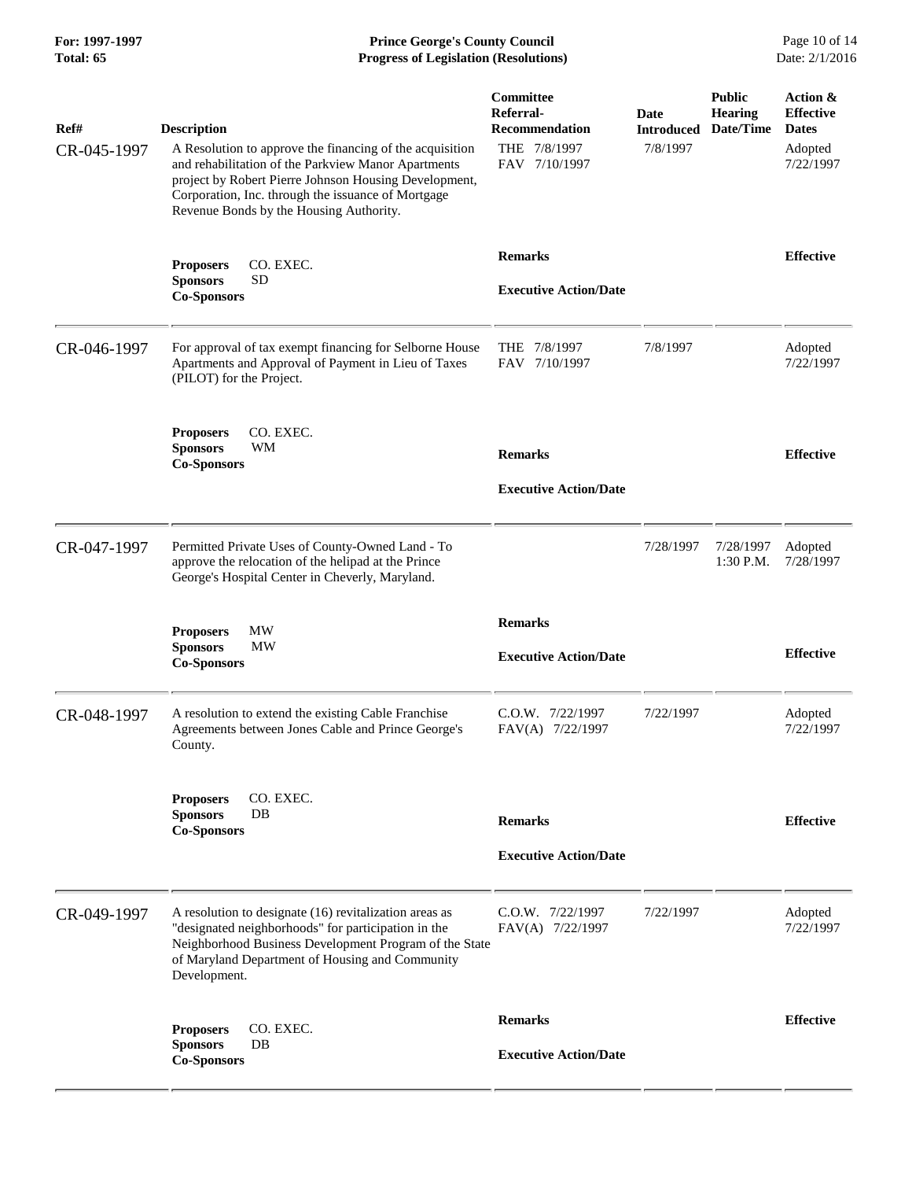| Ref# | Description | Committee Referral-Recommendation | Date Introduced | Public Hearing Date/Time | Action & Effective Dates |
|---|---|---|---|---|---|
| CR-045-1997 | A Resolution to approve the financing of the acquisition and rehabilitation of the Parkview Manor Apartments project by Robert Pierre Johnson Housing Development, Corporation, Inc. through the issuance of Mortgage Revenue Bonds by the Housing Authority. | THE 7/8/1997<br>FAV 7/10/1997 | 7/8/1997 | | Adopted 7/22/1997 |
| | **Proposers** CO. EXEC.<br>**Sponsors** SD<br>**Co-Sponsors** | **Remarks**<br><br>**Executive Action/Date** | | | **Effective** |
| CR-046-1997 | For approval of tax exempt financing for Selborne House Apartments and Approval of Payment in Lieu of Taxes (PILOT) for the Project. | THE 7/8/1997<br>FAV 7/10/1997 | 7/8/1997 | | Adopted 7/22/1997 |
| | **Proposers** CO. EXEC.<br>**Sponsors** WM<br>**Co-Sponsors** | **Remarks**<br><br>**Executive Action/Date** | | | **Effective** |
| CR-047-1997 | Permitted Private Uses of County-Owned Land - To approve the relocation of the helipad at the Prince George's Hospital Center in Cheverly, Maryland. | | 7/28/1997 | 7/28/1997 1:30 P.M. | Adopted 7/28/1997 |
| | **Proposers** MW<br>**Sponsors** MW<br>**Co-Sponsors** | **Remarks**<br><br>**Executive Action/Date** | | | **Effective** |
| CR-048-1997 | A resolution to extend the existing Cable Franchise Agreements between Jones Cable and Prince George's County. | C.O.W. 7/22/1997<br>FAV(A) 7/22/1997 | 7/22/1997 | | Adopted 7/22/1997 |
| | **Proposers** CO. EXEC.<br>**Sponsors** DB<br>**Co-Sponsors** | **Remarks**<br><br>**Executive Action/Date** | | | **Effective** |
| CR-049-1997 | A resolution to designate (16) revitalization areas as "designated neighborhoods" for participation in the Neighborhood Business Development Program of the State of Maryland Department of Housing and Community Development. | C.O.W. 7/22/1997<br>FAV(A) 7/22/1997 | 7/22/1997 | | Adopted 7/22/1997 |
| | **Proposers** CO. EXEC.<br>**Sponsors** DB<br>**Co-Sponsors** | **Remarks**<br><br>**Executive Action/Date** | | | **Effective** |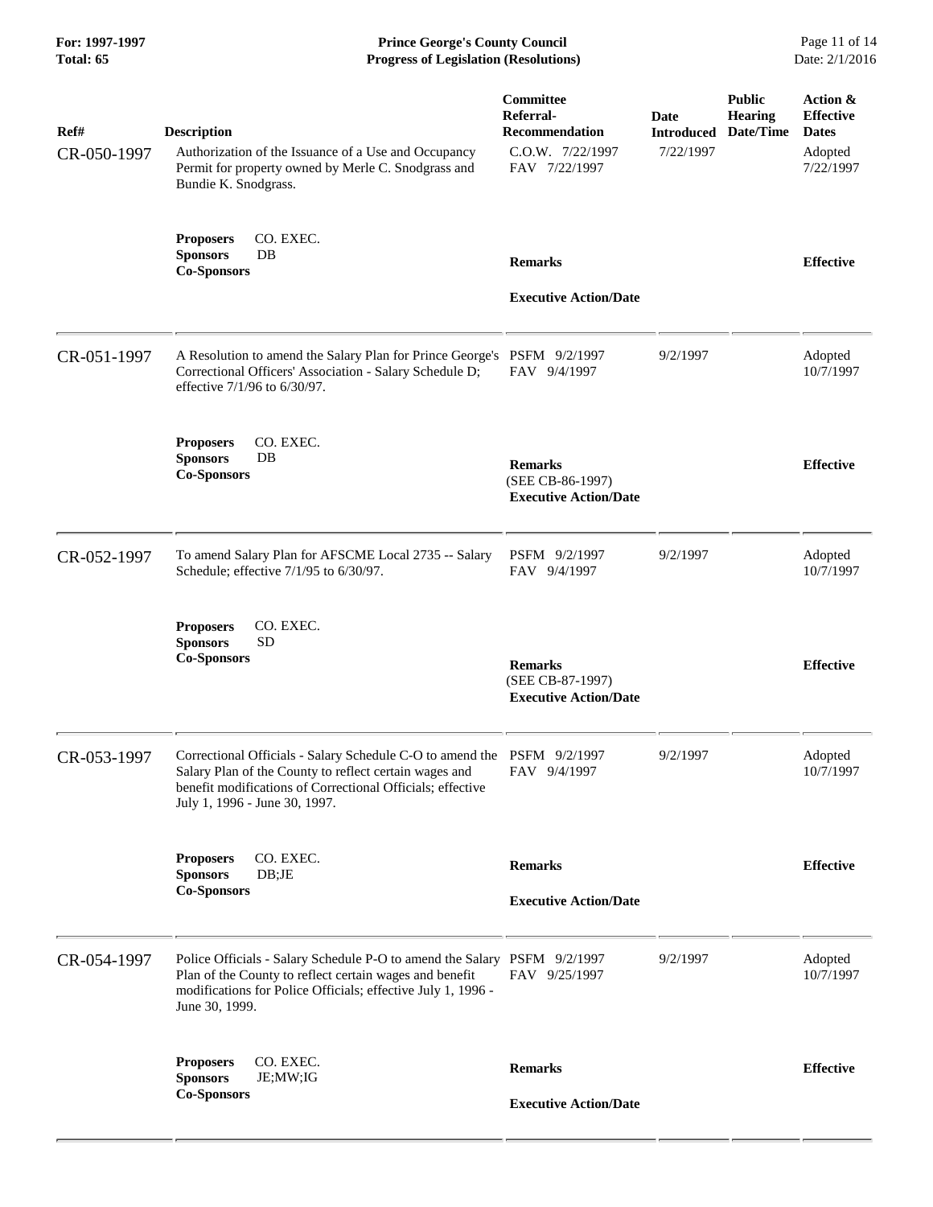| Ref# | Description | Committee Referral-Recommendation | Date Introduced | Public Hearing Date/Time | Action & Effective Dates |
|---|---|---|---|---|---|
| CR-050-1997 | Authorization of the Issuance of a Use and Occupancy Permit for property owned by Merle C. Snodgrass and Bundie K. Snodgrass. | C.O.W. 7/22/1997<br>FAV 7/22/1997 | 7/22/1997 | | Adopted<br>7/22/1997 |
| | **Proposers** CO. EXEC.<br>**Sponsors** DB<br>**Co-Sponsors** | **Remarks**<br><br>**Executive Action/Date** | | | **Effective** |
| CR-051-1997 | A Resolution to amend the Salary Plan for Prince George's Correctional Officers' Association - Salary Schedule D; effective 7/1/96 to 6/30/97. | PSFM 9/2/1997<br>FAV 9/4/1997 | 9/2/1997 | | Adopted<br>10/7/1997 |
| | **Proposers** CO. EXEC.<br>**Sponsors** DB<br>**Co-Sponsors** | **Remarks**<br>(SEE CB-86-1997)<br>**Executive Action/Date** | | | **Effective** |
| CR-052-1997 | To amend Salary Plan for AFSCME Local 2735 -- Salary Schedule; effective 7/1/95 to 6/30/97. | PSFM 9/2/1997<br>FAV 9/4/1997 | 9/2/1997 | | Adopted<br>10/7/1997 |
| | **Proposers** CO. EXEC.<br>**Sponsors** SD<br>**Co-Sponsors** | **Remarks**<br>(SEE CB-87-1997)<br>**Executive Action/Date** | | | **Effective** |
| CR-053-1997 | Correctional Officials - Salary Schedule C-O to amend the Salary Plan of the County to reflect certain wages and benefit modifications of Correctional Officials; effective July 1, 1996 - June 30, 1997. | PSFM 9/2/1997<br>FAV 9/4/1997 | 9/2/1997 | | Adopted<br>10/7/1997 |
| | **Proposers** CO. EXEC.<br>**Sponsors** DB;JE<br>**Co-Sponsors** | **Remarks**<br><br>**Executive Action/Date** | | | **Effective** |
| CR-054-1997 | Police Officials - Salary Schedule P-O to amend the Salary Plan of the County to reflect certain wages and benefit modifications for Police Officials; effective July 1, 1996 - June 30, 1999. | PSFM 9/2/1997<br>FAV 9/25/1997 | 9/2/1997 | | Adopted<br>10/7/1997 |
| | **Proposers** CO. EXEC.<br>**Sponsors** JE;MW;IG<br>**Co-Sponsors** | **Remarks**<br><br>**Executive Action/Date** | | | **Effective** |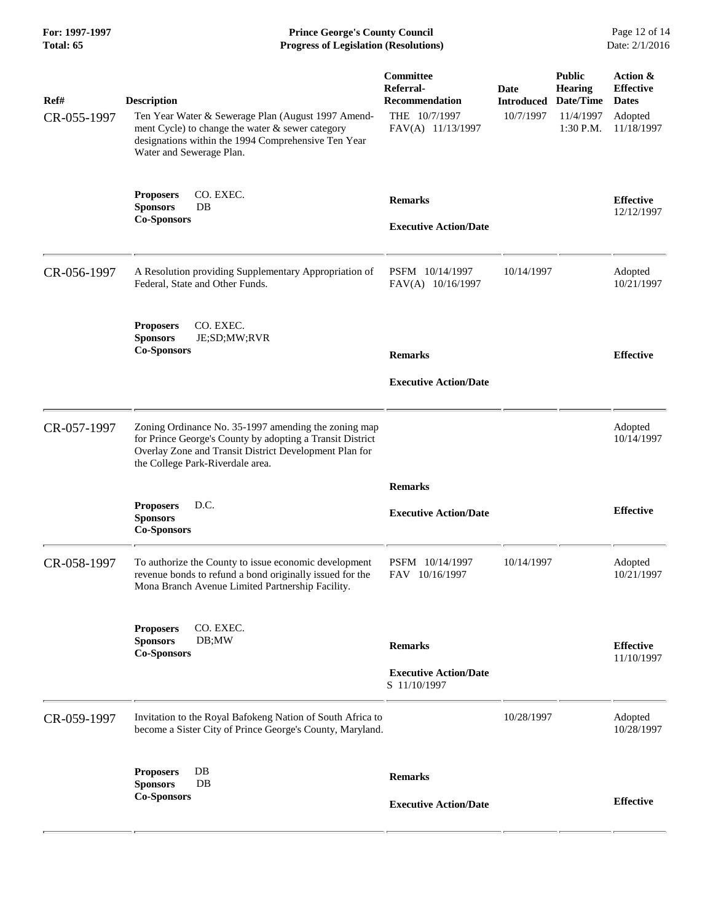| Ref# | Description | Committee Referral-Recommendation | Date Introduced | Public Hearing Date/Time | Action & Effective Dates |
|---|---|---|---|---|---|
| CR-055-1997 | Ten Year Water & Sewerage Plan (August 1997 Amendment Cycle) to change the water & sewer category designations within the 1994 Comprehensive Ten Year Water and Sewerage Plan. | THE 10/7/1997<br>FAV(A) 11/13/1997 | 10/7/1997 | 11/4/1997<br>1:30 P.M. | Adopted<br>11/18/1997 |
| | **Proposers** CO. EXEC.<br>**Sponsors** DB<br>**Co-Sponsors** | **Remarks**<br><br>**Executive Action/Date** | | | **Effective**<br>12/12/1997 |
| CR-056-1997 | A Resolution providing Supplementary Appropriation of Federal, State and Other Funds. | PSFM 10/14/1997<br>FAV(A) 10/16/1997 | 10/14/1997 | | Adopted<br>10/21/1997 |
| | **Proposers** CO. EXEC.<br>**Sponsors** JE;SD;MW;RVR<br>**Co-Sponsors** | **Remarks**<br><br>**Executive Action/Date** | | | **Effective** |
| CR-057-1997 | Zoning Ordinance No. 35-1997 amending the zoning map for Prince George's County by adopting a Transit District Overlay Zone and Transit District Development Plan for the College Park-Riverdale area. | | | | Adopted<br>10/14/1997 |
| | **Proposers** D.C.<br>**Sponsors**<br>**Co-Sponsors** | **Remarks**<br><br>**Executive Action/Date** | | | **Effective** |
| CR-058-1997 | To authorize the County to issue economic development revenue bonds to refund a bond originally issued for the Mona Branch Avenue Limited Partnership Facility. | PSFM 10/14/1997<br>FAV 10/16/1997 | 10/14/1997 | | Adopted<br>10/21/1997 |
| | **Proposers** CO. EXEC.<br>**Sponsors** DB;MW<br>**Co-Sponsors** | **Remarks**<br><br>**Executive Action/Date**<br>S 11/10/1997 | | | **Effective**<br>11/10/1997 |
| CR-059-1997 | Invitation to the Royal Bafokeng Nation of South Africa to become a Sister City of Prince George's County, Maryland. | | 10/28/1997 | | Adopted<br>10/28/1997 |
| | **Proposers** DB<br>**Sponsors** DB<br>**Co-Sponsors** | **Remarks**<br><br>**Executive Action/Date** | | | **Effective** |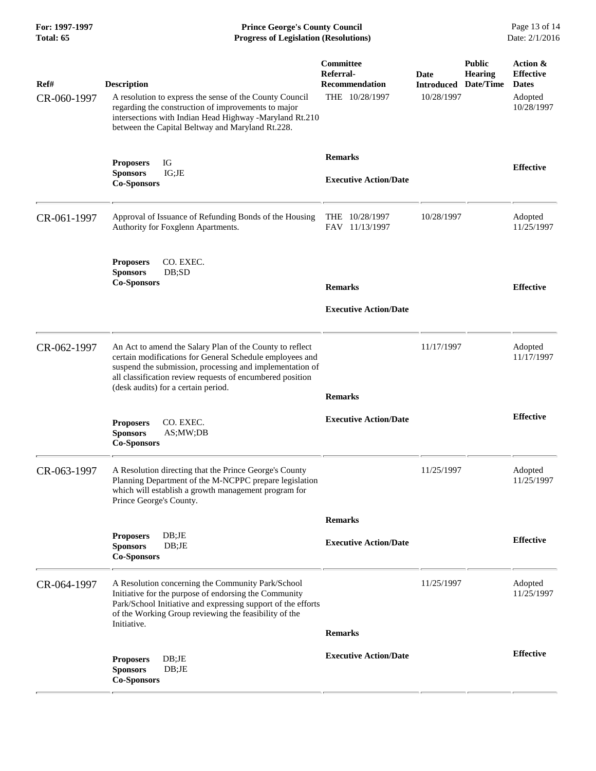| Ref# | Description | Committee Referral-Recommendation | Date Introduced | Public Hearing Date/Time | Action & Effective Dates |
|---|---|---|---|---|---|
| CR-060-1997 | A resolution to express the sense of the County Council regarding the construction of improvements to major intersections with Indian Head Highway -Maryland Rt.210 between the Capital Beltway and Maryland Rt.228. | THE 10/28/1997 | 10/28/1997 | | Adopted 10/28/1997 |
| | **Proposers** IG<br>**Sponsors** IG;JE<br>**Co-Sponsors** | **Remarks**<br><br>**Executive Action/Date** | | | **Effective** |
| CR-061-1997 | Approval of Issuance of Refunding Bonds of the Housing Authority for Foxglenn Apartments. | THE 10/28/1997<br>FAV 11/13/1997 | 10/28/1997 | | Adopted 11/25/1997 |
| | **Proposers** CO. EXEC.<br>**Sponsors** DB;SD<br>**Co-Sponsors** | **Remarks**<br><br>**Executive Action/Date** | | | **Effective** |
| CR-062-1997 | An Act to amend the Salary Plan of the County to reflect certain modifications for General Schedule employees and suspend the submission, processing and implementation of all classification review requests of encumbered position (desk audits) for a certain period. | | 11/17/1997 | | Adopted 11/17/1997 |
| | **Proposers** CO. EXEC.<br>**Sponsors** AS;MW;DB<br>**Co-Sponsors** | **Remarks**<br><br>**Executive Action/Date** | | | **Effective** |
| CR-063-1997 | A Resolution directing that the Prince George's County Planning Department of the M-NCPPC prepare legislation which will establish a growth management program for Prince George's County. | | 11/25/1997 | | Adopted 11/25/1997 |
| | **Proposers** DB;JE<br>**Sponsors** DB;JE<br>**Co-Sponsors** | **Remarks**<br><br>**Executive Action/Date** | | | **Effective** |
| CR-064-1997 | A Resolution concerning the Community Park/School Initiative for the purpose of endorsing the Community Park/School Initiative and expressing support of the efforts of the Working Group reviewing the feasibility of the Initiative. | | 11/25/1997 | | Adopted 11/25/1997 |
| | **Proposers** DB;JE<br>**Sponsors** DB;JE<br>**Co-Sponsors** | **Remarks**<br><br>**Executive Action/Date** | | | **Effective** |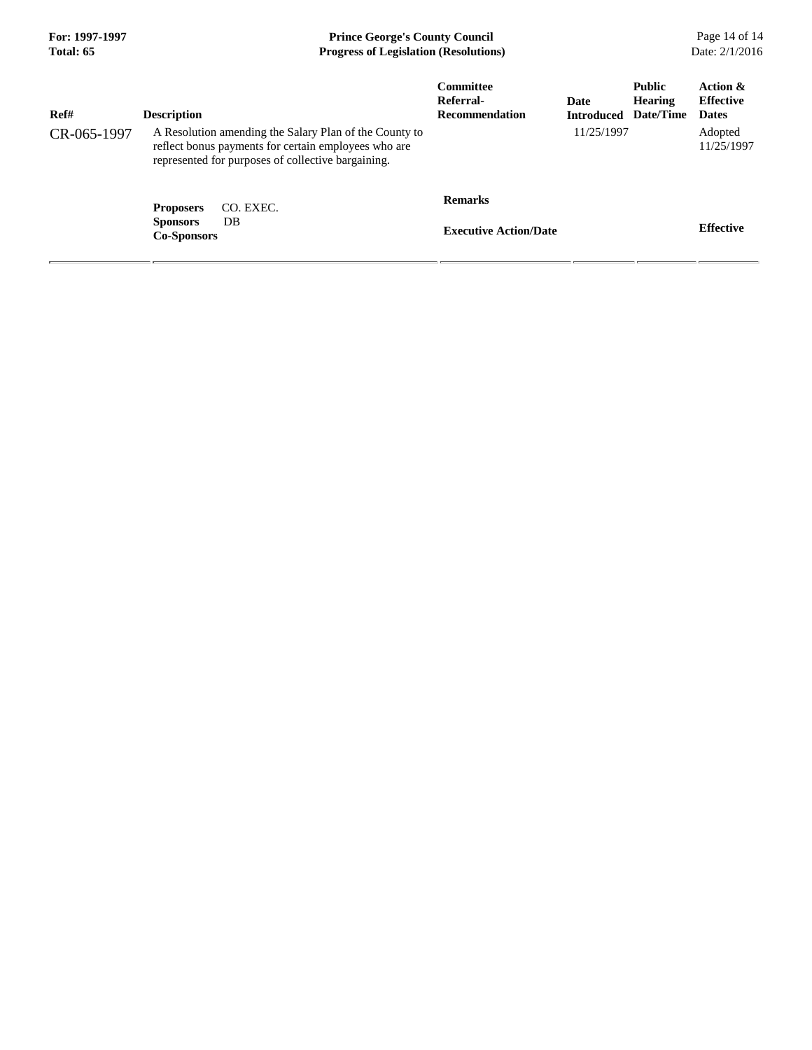**For: 1997-1997**
**Total: 65**

**Prince George's County Council**
**Progress of Legislation (Resolutions)**

Date: 2/1/2016

| Ref# | Description | Committee Referral-Recommendation | Date Introduced | Public Hearing Date/Time | Action & Effective Dates |
|---|---|---|---|---|---|
| CR-065-1997 | A Resolution amending the Salary Plan of the County to reflect bonus payments for certain employees who are represented for purposes of collective bargaining. | | 11/25/1997 | | Adopted 11/25/1997 |
| | **Proposers** CO. EXEC.<br>**Sponsors** DB<br>**Co-Sponsors** | **Remarks**<br><br>**Executive Action/Date** | | | **Effective** |